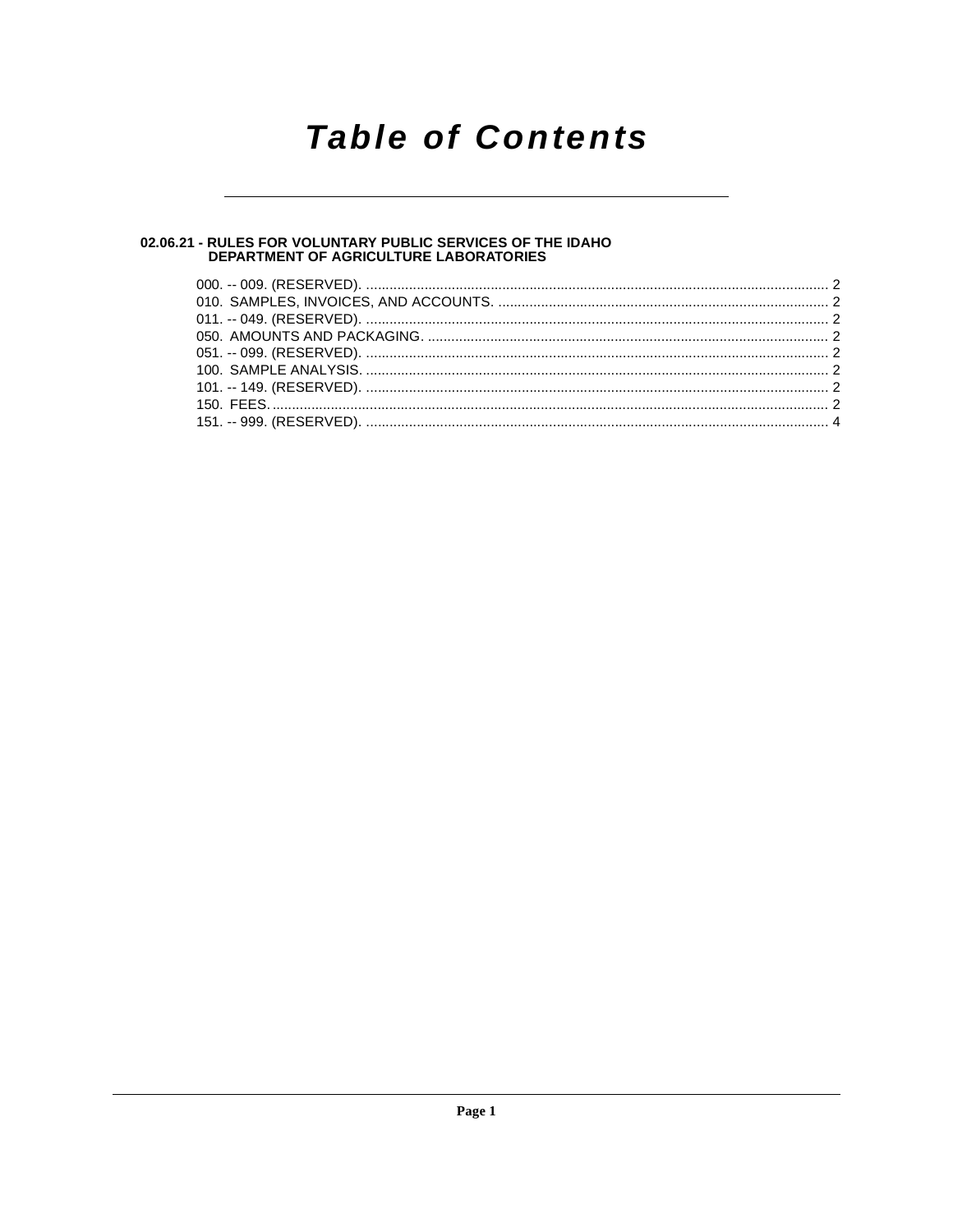# Table of Contents

## 02.06.21 - RULES FOR VOLUNTARY PUBLIC SERVICES OF THE IDAHO DEPARTMENT OF AGRICULTURE LABORATORIES

000. -- 009. (RESERVED). ........................................................................................................ 2
010. SAMPLES, INVOICES, AND ACCOUNTS. ..................................................................................... 2
011. -- 049. (RESERVED). ........................................................................................................ 2
050. AMOUNTS AND PACKAGING. ........................................................................................................ 2
051. -- 099. (RESERVED). ........................................................................................................ 2
100. SAMPLE ANALYSIS. ........................................................................................................ 2
101. -- 149. (RESERVED). ........................................................................................................ 2
150. FEES. ........................................................................................................ 2
151. -- 999. (RESERVED). ........................................................................................................ 4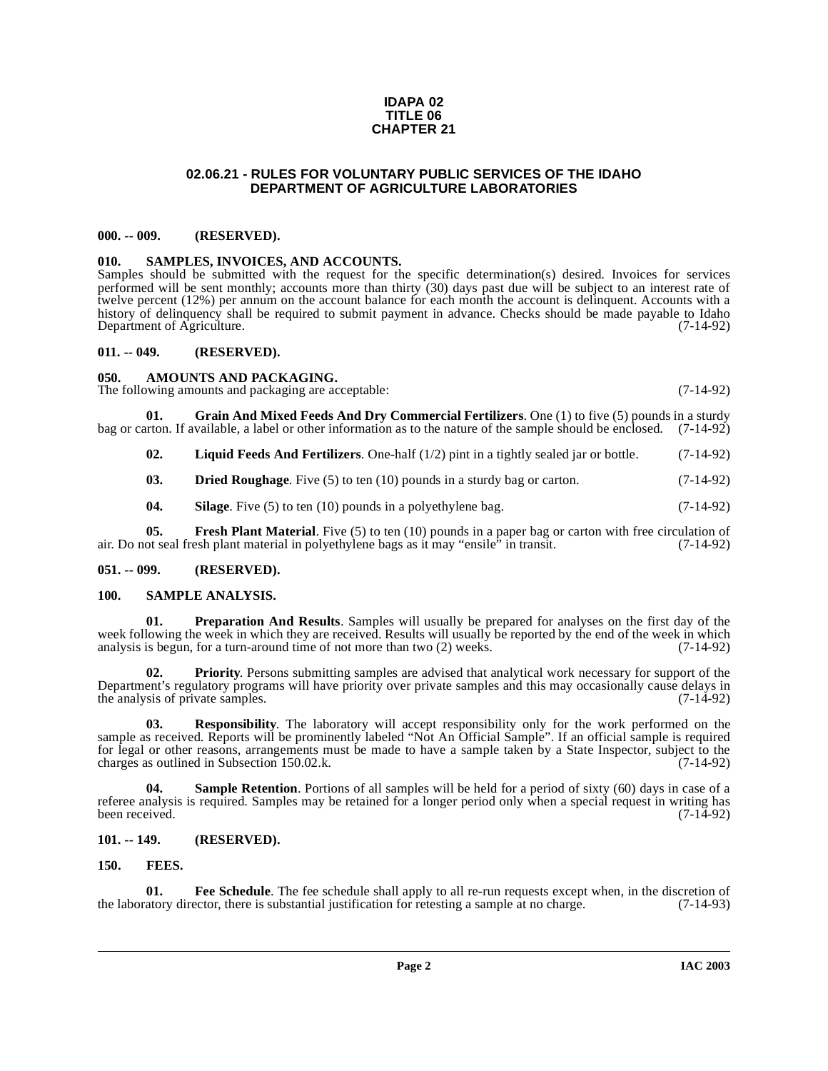# IDAPA 02
# TITLE 06
# CHAPTER 21

## 02.06.21 - RULES FOR VOLUNTARY PUBLIC SERVICES OF THE IDAHO DEPARTMENT OF AGRICULTURE LABORATORIES

### 000. -- 009. (RESERVED).

### 010. SAMPLES, INVOICES, AND ACCOUNTS.

Samples should be submitted with the request for the specific determination(s) desired. Invoices for services performed will be sent monthly; accounts more than thirty (30) days past due will be subject to an interest rate of twelve percent (12%) per annum on the account balance for each month the account is delinquent. Accounts with a history of delinquency shall be required to submit payment in advance. Checks should be made payable to Idaho Department of Agriculture. (7-14-92)

### 011. -- 049. (RESERVED).

### 050. AMOUNTS AND PACKAGING.

The following amounts and packaging are acceptable: (7-14-92)

**01. Grain And Mixed Feeds And Dry Commercial Fertilizers**. One (1) to five (5) pounds in a sturdy bag or carton. If available, a label or other information as to the nature of the sample should be enclosed. (7-14-92)

**02. Liquid Feeds And Fertilizers**. One-half (1/2) pint in a tightly sealed jar or bottle. (7-14-92)

**03. Dried Roughage**. Five (5) to ten (10) pounds in a sturdy bag or carton. (7-14-92)

**04. Silage**. Five (5) to ten (10) pounds in a polyethylene bag. (7-14-92)

**05. Fresh Plant Material**. Five (5) to ten (10) pounds in a paper bag or carton with free circulation of air. Do not seal fresh plant material in polyethylene bags as it may "ensile" in transit. (7-14-92)

### 051. -- 099. (RESERVED).

### 100. SAMPLE ANALYSIS.

**01. Preparation And Results**. Samples will usually be prepared for analyses on the first day of the week following the week in which they are received. Results will usually be reported by the end of the week in which analysis is begun, for a turn-around time of not more than two (2) weeks. (7-14-92)

**02. Priority**. Persons submitting samples are advised that analytical work necessary for support of the Department's regulatory programs will have priority over private samples and this may occasionally cause delays in the analysis of private samples. (7-14-92)

**03. Responsibility**. The laboratory will accept responsibility only for the work performed on the sample as received. Reports will be prominently labeled "Not An Official Sample". If an official sample is required for legal or other reasons, arrangements must be made to have a sample taken by a State Inspector, subject to the charges as outlined in Subsection 150.02.k. (7-14-92)

**04. Sample Retention**. Portions of all samples will be held for a period of sixty (60) days in case of a referee analysis is required. Samples may be retained for a longer period only when a special request in writing has been received. (7-14-92)

### 101. -- 149. (RESERVED).

### 150. FEES.

**01. Fee Schedule**. The fee schedule shall apply to all re-run requests except when, in the discretion of the laboratory director, there is substantial justification for retesting a sample at no charge. (7-14-93)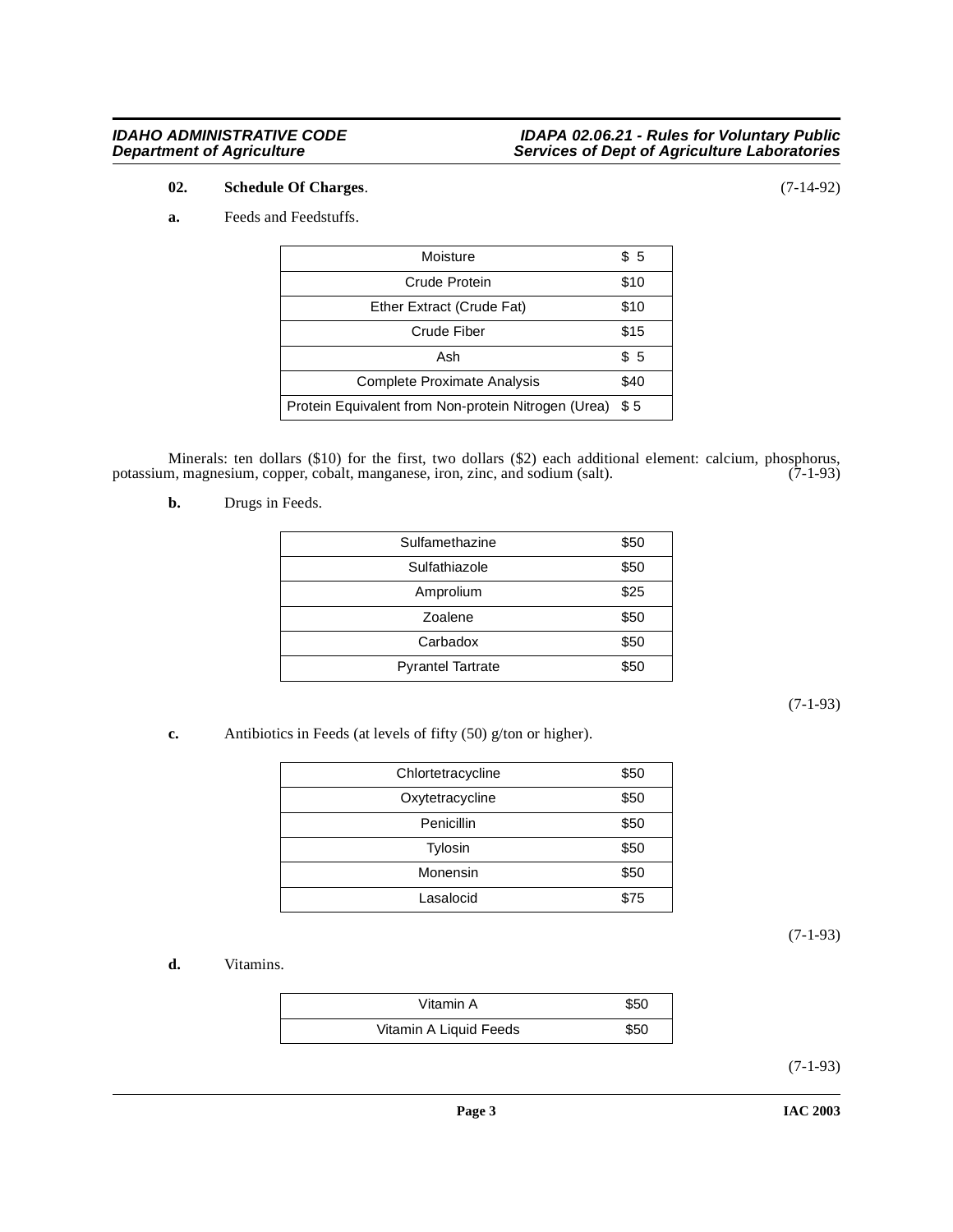**02. Schedule Of Charges**. (7-14-92)

**a.** Feeds and Feedstuffs.

| | |
|---|---|
| Moisture | $ 5 |
| Crude Protein | $10 |
| Ether Extract (Crude Fat) | $10 |
| Crude Fiber | $15 |
| Ash | $ 5 |
| Complete Proximate Analysis | $40 |
| Protein Equivalent from Non-protein Nitrogen (Urea) | $ 5 |

Minerals: ten dollars ($10) for the first, two dollars ($2) each additional element: calcium, phosphorus, potassium, magnesium, copper, cobalt, manganese, iron, zinc, and sodium (salt). (7-1-93)

**b.** Drugs in Feeds.

| | |
|---|---|
| Sulfamethazine | $50 |
| Sulfathiazole | $50 |
| Amprolium | $25 |
| Zoalene | $50 |
| Carbadox | $50 |
| Pyrantel Tartrate | $50 |

(7-1-93)

**c.** Antibiotics in Feeds (at levels of fifty (50) g/ton or higher).

| | |
|---|---|
| Chlortetracycline | $50 |
| Oxytetracycline | $50 |
| Penicillin | $50 |
| Tylosin | $50 |
| Monensin | $50 |
| Lasalocid | $75 |

(7-1-93)

**d.** Vitamins.

| | |
|---|---|
| Vitamin A | $50 |
| Vitamin A Liquid Feeds | $50 |

(7-1-93)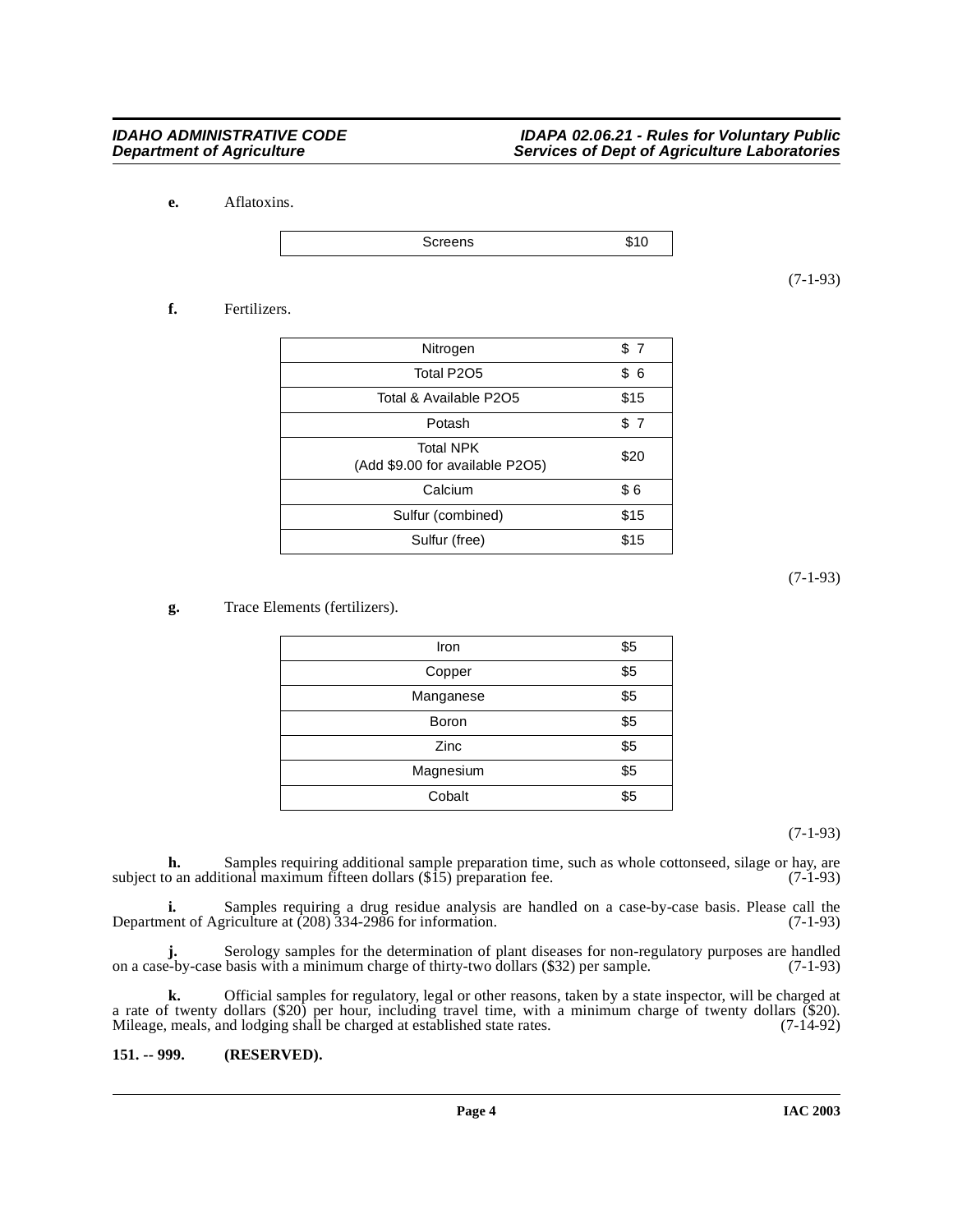**e.** Aflatoxins.

| Screens | $10 |
|---|---|

(7-1-93)

**f.** Fertilizers.

| Nitrogen | $ 7 |
|---|---|
| Total P2O5 | $ 6 |
| Total & Available P2O5 | $15 |
| Potash | $ 7 |
| Total NPK (Add $9.00 for available P2O5) | $20 |
| Calcium | $ 6 |
| Sulfur (combined) | $15 |
| Sulfur (free) | $15 |

(7-1-93)

**g.** Trace Elements (fertilizers).

| Iron | $5 |
|---|---|
| Copper | $5 |
| Manganese | $5 |
| Boron | $5 |
| Zinc | $5 |
| Magnesium | $5 |
| Cobalt | $5 |

(7-1-93)

**h.** Samples requiring additional sample preparation time, such as whole cottonseed, silage or hay, are subject to an additional maximum fifteen dollars ($15) preparation fee. (7-1-93)

**i.** Samples requiring a drug residue analysis are handled on a case-by-case basis. Please call the Department of Agriculture at (208) 334-2986 for information. (7-1-93)

**j.** Serology samples for the determination of plant diseases for non-regulatory purposes are handled on a case-by-case basis with a minimum charge of thirty-two dollars ($32) per sample. (7-1-93)

**k.** Official samples for regulatory, legal or other reasons, taken by a state inspector, will be charged at a rate of twenty dollars ($20) per hour, including travel time, with a minimum charge of twenty dollars ($20). Mileage, meals, and lodging shall be charged at established state rates. (7-14-92)

**151. -- 999. (RESERVED).**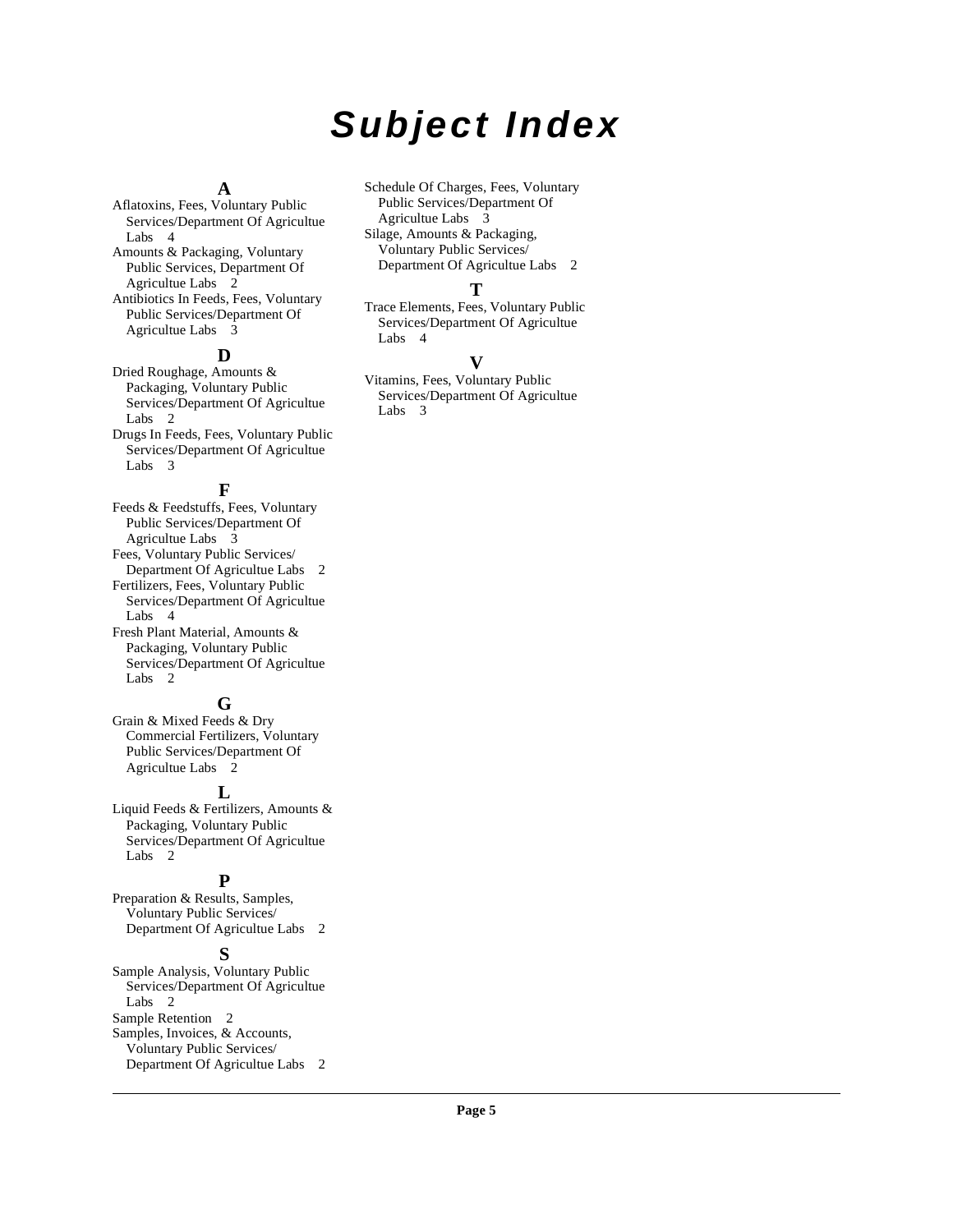# Subject Index

## A

Aflatoxins, Fees, Voluntary Public Services/Department Of Agricultue Labs 4

Amounts & Packaging, Voluntary Public Services, Department Of Agricultue Labs 2

Antibiotics In Feeds, Fees, Voluntary Public Services/Department Of Agricultue Labs 3

## D

Dried Roughage, Amounts & Packaging, Voluntary Public Services/Department Of Agricultue Labs 2

Drugs In Feeds, Fees, Voluntary Public Services/Department Of Agricultue Labs 3

## F

Feeds & Feedstuffs, Fees, Voluntary Public Services/Department Of Agricultue Labs 3

Fees, Voluntary Public Services/ Department Of Agricultue Labs 2

Fertilizers, Fees, Voluntary Public Services/Department Of Agricultue Labs 4

Fresh Plant Material, Amounts & Packaging, Voluntary Public Services/Department Of Agricultue Labs 2

## G

Grain & Mixed Feeds & Dry Commercial Fertilizers, Voluntary Public Services/Department Of Agricultue Labs 2

## L

Liquid Feeds & Fertilizers, Amounts & Packaging, Voluntary Public Services/Department Of Agricultue Labs 2

## P

Preparation & Results, Samples, Voluntary Public Services/ Department Of Agricultue Labs 2

## S

Sample Analysis, Voluntary Public Services/Department Of Agricultue Labs 2

Sample Retention 2

Samples, Invoices, & Accounts, Voluntary Public Services/ Department Of Agricultue Labs 2

Schedule Of Charges, Fees, Voluntary Public Services/Department Of Agricultue Labs 3

Silage, Amounts & Packaging, Voluntary Public Services/ Department Of Agricultue Labs 2

## T

Trace Elements, Fees, Voluntary Public Services/Department Of Agricultue Labs 4

## V

Vitamins, Fees, Voluntary Public Services/Department Of Agricultue Labs 3